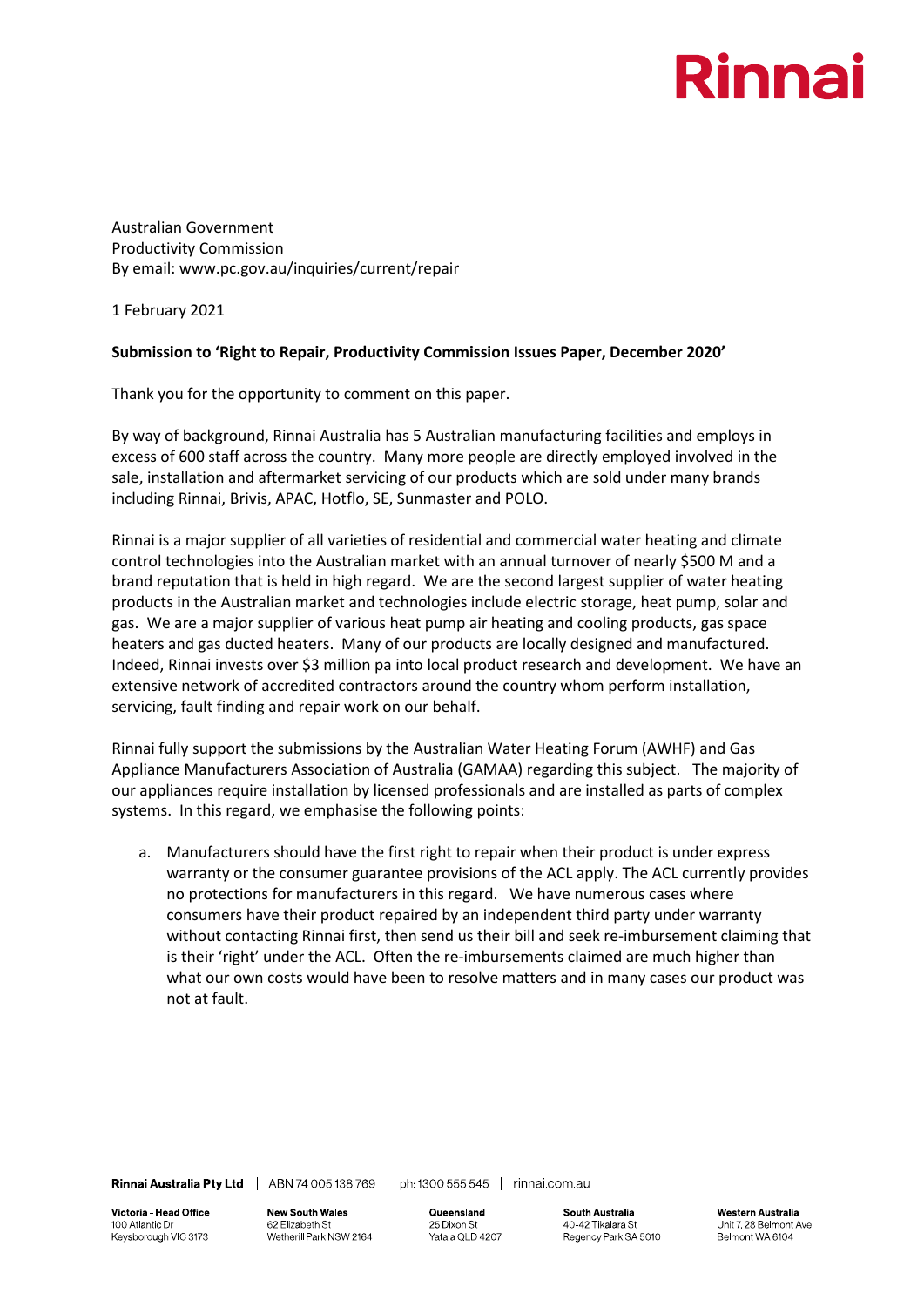Rinnai

Australian Government
Productivity Commission
By email: www.pc.gov.au/inquiries/current/repair

1 February 2021

**Submission to 'Right to Repair, Productivity Commission Issues Paper, December 2020'**

Thank you for the opportunity to comment on this paper.

By way of background, Rinnai Australia has 5 Australian manufacturing facilities and employs in excess of 600 staff across the country. Many more people are directly employed involved in the sale, installation and aftermarket servicing of our products which are sold under many brands including Rinnai, Brivis, APAC, Hotflo, SE, Sunmaster and POLO.

Rinnai is a major supplier of all varieties of residential and commercial water heating and climate control technologies into the Australian market with an annual turnover of nearly $500 M and a brand reputation that is held in high regard. We are the second largest supplier of water heating products in the Australian market and technologies include electric storage, heat pump, solar and gas. We are a major supplier of various heat pump air heating and cooling products, gas space heaters and gas ducted heaters. Many of our products are locally designed and manufactured. Indeed, Rinnai invests over $3 million pa into local product research and development. We have an extensive network of accredited contractors around the country whom perform installation, servicing, fault finding and repair work on our behalf.

Rinnai fully support the submissions by the Australian Water Heating Forum (AWHF) and Gas Appliance Manufacturers Association of Australia (GAMAA) regarding this subject. The majority of our appliances require installation by licensed professionals and are installed as parts of complex systems. In this regard, we emphasise the following points:

a. Manufacturers should have the first right to repair when their product is under express warranty or the consumer guarantee provisions of the ACL apply. The ACL currently provides no protections for manufacturers in this regard. We have numerous cases where consumers have their product repaired by an independent third party under warranty without contacting Rinnai first, then send us their bill and seek re-imbursement claiming that is their 'right' under the ACL. Often the re-imbursements claimed are much higher than what our own costs would have been to resolve matters and in many cases our product was not at fault.

**Rinnai Australia Pty Ltd** | ABN 74 005 138 769 | ph: 1300 555 545 | rinnai.com.au

| **Victoria - Head Office** | **New South Wales** | **Queensland** | **South Australia** | **Western Australia** |
|---|---|---|---|---|
| 100 Atlantic Dr | 62 Elizabeth St | 25 Dixon St | 40-42 Tikalara St | Unit 7, 28 Belmont Ave |
| Keysborough VIC 3173 | Wetherill Park NSW 2164 | Yatala QLD 4207 | Regency Park SA 5010 | Belmont WA 6104 |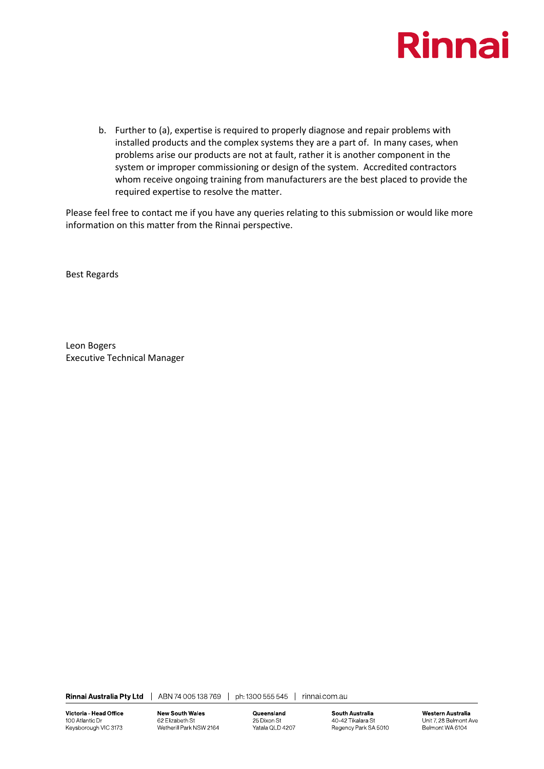b. Further to (a), expertise is required to properly diagnose and repair problems with installed products and the complex systems they are a part of. In many cases, when problems arise our products are not at fault, rather it is another component in the system or improper commissioning or design of the system. Accredited contractors whom receive ongoing training from manufacturers are the best placed to provide the required expertise to resolve the matter.

Please feel free to contact me if you have any queries relating to this submission or would like more information on this matter from the Rinnai perspective.

Best Regards

Leon Bogers
Executive Technical Manager